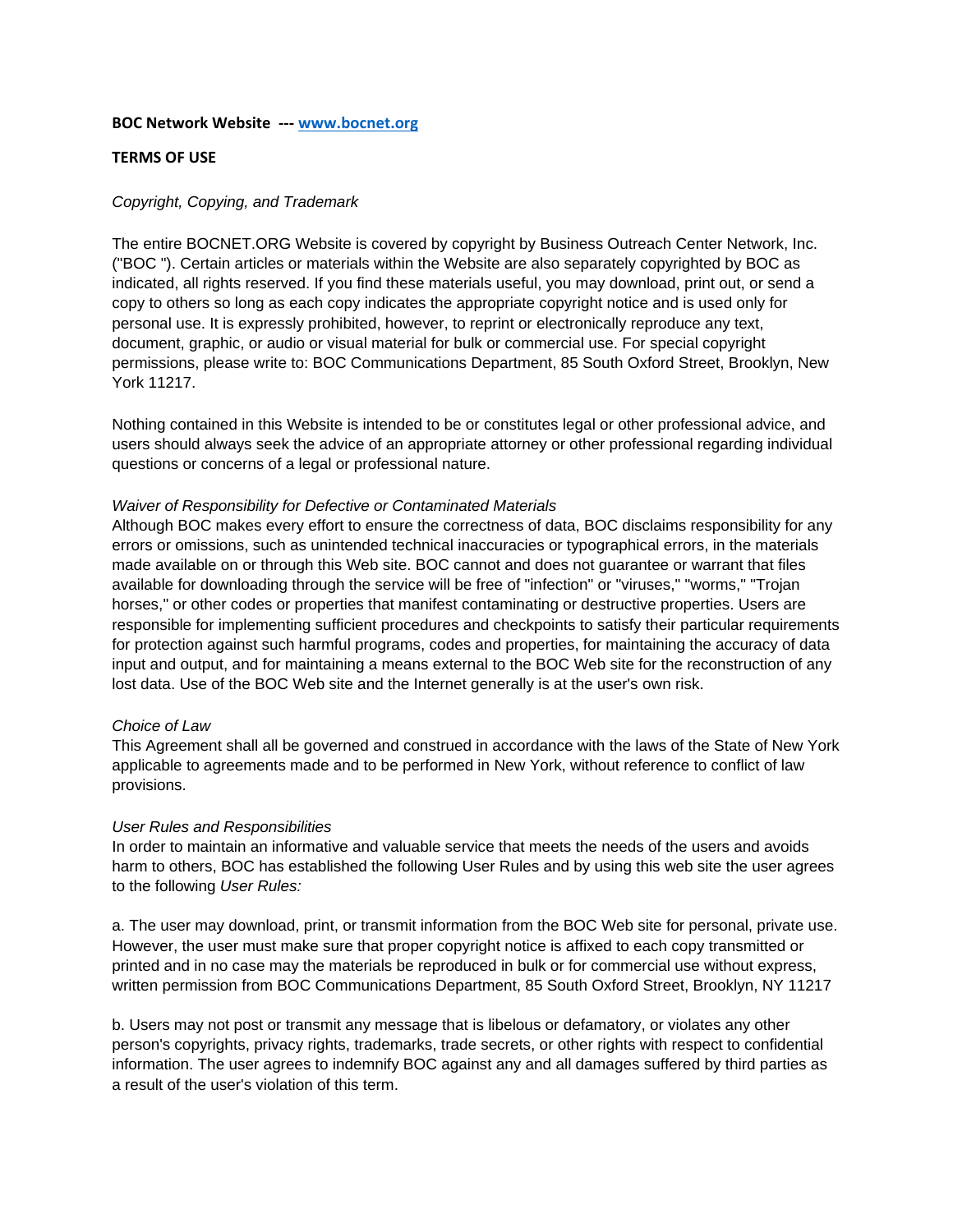**BOC Network Website --- [www.bocnet.org](http://www.bocnet.org)**

**TERMS OF USE**

*Copyright, Copying, and Trademark*

The entire BOCNET.ORG Website is covered by copyright by Business Outreach Center Network, Inc. ("BOC "). Certain articles or materials within the Website are also separately copyrighted by BOC as indicated, all rights reserved. If you find these materials useful, you may download, print out, or send a copy to others so long as each copy indicates the appropriate copyright notice and is used only for personal use. It is expressly prohibited, however, to reprint or electronically reproduce any text, document, graphic, or audio or visual material for bulk or commercial use. For special copyright permissions, please write to: BOC Communications Department, 85 South Oxford Street, Brooklyn, New York 11217.

Nothing contained in this Website is intended to be or constitutes legal or other professional advice, and users should always seek the advice of an appropriate attorney or other professional regarding individual questions or concerns of a legal or professional nature.

*Waiver of Responsibility for Defective or Contaminated Materials*

Although BOC makes every effort to ensure the correctness of data, BOC disclaims responsibility for any errors or omissions, such as unintended technical inaccuracies or typographical errors, in the materials made available on or through this Web site. BOC cannot and does not guarantee or warrant that files available for downloading through the service will be free of "infection" or "viruses," "worms," "Trojan horses," or other codes or properties that manifest contaminating or destructive properties. Users are responsible for implementing sufficient procedures and checkpoints to satisfy their particular requirements for protection against such harmful programs, codes and properties, for maintaining the accuracy of data input and output, and for maintaining a means external to the BOC Web site for the reconstruction of any lost data. Use of the BOC Web site and the Internet generally is at the user's own risk.

*Choice of Law*

This Agreement shall all be governed and construed in accordance with the laws of the State of New York applicable to agreements made and to be performed in New York, without reference to conflict of law provisions.

*User Rules and Responsibilities*

In order to maintain an informative and valuable service that meets the needs of the users and avoids harm to others, BOC has established the following User Rules and by using this web site the user agrees to the following *User Rules:*

a. The user may download, print, or transmit information from the BOC Web site for personal, private use. However, the user must make sure that proper copyright notice is affixed to each copy transmitted or printed and in no case may the materials be reproduced in bulk or for commercial use without express, written permission from BOC Communications Department, 85 South Oxford Street, Brooklyn, NY 11217

b. Users may not post or transmit any message that is libelous or defamatory, or violates any other person's copyrights, privacy rights, trademarks, trade secrets, or other rights with respect to confidential information. The user agrees to indemnify BOC against any and all damages suffered by third parties as a result of the user's violation of this term.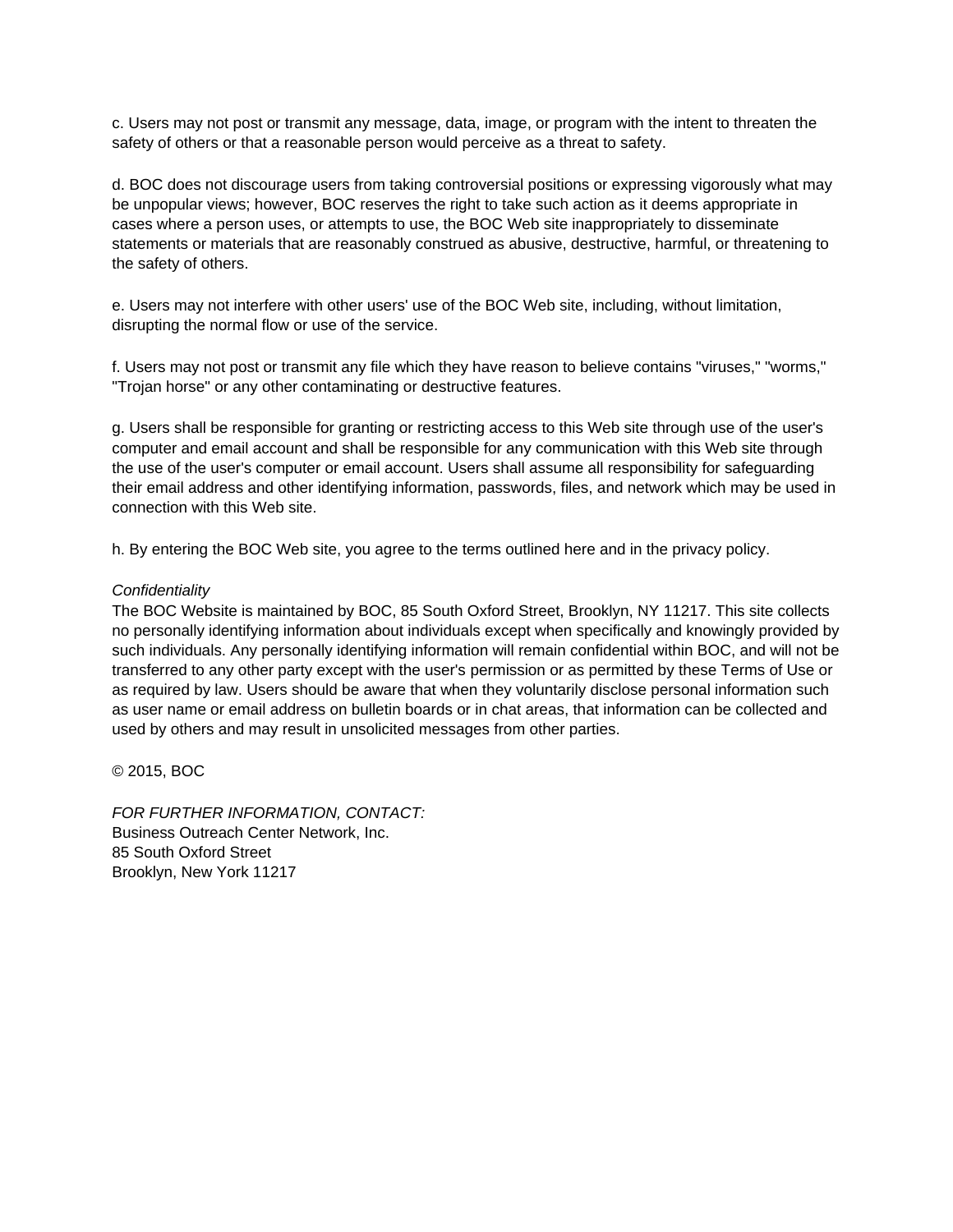c. Users may not post or transmit any message, data, image, or program with the intent to threaten the safety of others or that a reasonable person would perceive as a threat to safety.

d. BOC does not discourage users from taking controversial positions or expressing vigorously what may be unpopular views; however, BOC reserves the right to take such action as it deems appropriate in cases where a person uses, or attempts to use, the BOC Web site inappropriately to disseminate statements or materials that are reasonably construed as abusive, destructive, harmful, or threatening to the safety of others.

e. Users may not interfere with other users' use of the BOC Web site, including, without limitation, disrupting the normal flow or use of the service.

f. Users may not post or transmit any file which they have reason to believe contains "viruses," "worms," "Trojan horse" or any other contaminating or destructive features.

g. Users shall be responsible for granting or restricting access to this Web site through use of the user's computer and email account and shall be responsible for any communication with this Web site through the use of the user's computer or email account. Users shall assume all responsibility for safeguarding their email address and other identifying information, passwords, files, and network which may be used in connection with this Web site.

h. By entering the BOC Web site, you agree to the terms outlined here and in the privacy policy.

*Confidentiality*
The BOC Website is maintained by BOC, 85 South Oxford Street, Brooklyn, NY 11217. This site collects no personally identifying information about individuals except when specifically and knowingly provided by such individuals. Any personally identifying information will remain confidential within BOC, and will not be transferred to any other party except with the user's permission or as permitted by these Terms of Use or as required by law. Users should be aware that when they voluntarily disclose personal information such as user name or email address on bulletin boards or in chat areas, that information can be collected and used by others and may result in unsolicited messages from other parties.

© 2015, BOC

*FOR FURTHER INFORMATION, CONTACT:*
Business Outreach Center Network, Inc.
85 South Oxford Street
Brooklyn, New York 11217